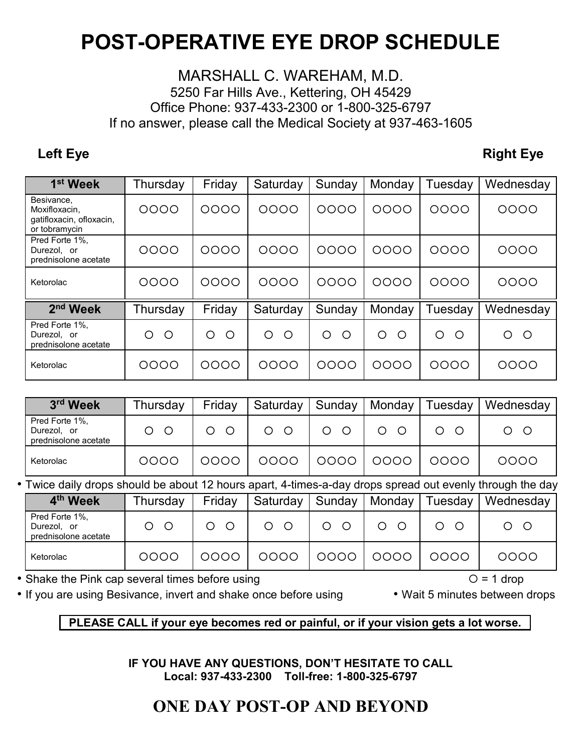# POST-OPERATIVE EYE DROP SCHEDULE

MARSHALL C. WAREHAM, M.D.
5250 Far Hills Ave., Kettering, OH 45429
Office Phone: 937-433-2300 or 1-800-325-6797
If no answer, please call the Medical Society at 937-463-1605

**Left Eye** **Right Eye**

| 1st Week | Thursday | Friday | Saturday | Sunday | Monday | Tuesday | Wednesday |
|---|---|---|---|---|---|---|---|
| Besivance, Moxifloxacin, gatifloxacin, ofloxacin, or tobramycin | ○○○○ | ○○○○ | ○○○○ | ○○○○ | ○○○○ | ○○○○ | ○○○○ |
| Pred Forte 1%, Durezol, or prednisolone acetate | ○○○○ | ○○○○ | ○○○○ | ○○○○ | ○○○○ | ○○○○ | ○○○○ |
| Ketorolac | ○○○○ | ○○○○ | ○○○○ | ○○○○ | ○○○○ | ○○○○ | ○○○○ |

| 2nd Week | Thursday | Friday | Saturday | Sunday | Monday | Tuesday | Wednesday |
|---|---|---|---|---|---|---|---|
| Pred Forte 1%, Durezol, or prednisolone acetate | ○ ○ | ○ ○ | ○ ○ | ○ ○ | ○ ○ | ○ ○ | ○ ○ |
| Ketorolac | ○○○○ | ○○○○ | ○○○○ | ○○○○ | ○○○○ | ○○○○ | ○○○○ |

| 3rd Week | Thursday | Friday | Saturday | Sunday | Monday | Tuesday | Wednesday |
|---|---|---|---|---|---|---|---|
| Pred Forte 1%, Durezol, or prednisolone acetate | ○ ○ | ○ ○ | ○ ○ | ○ ○ | ○ ○ | ○ ○ | ○ ○ |
| Ketorolac | ○○○○ | ○○○○ | ○○○○ | ○○○○ | ○○○○ | ○○○○ | ○○○○ |

- Twice daily drops should be about 12 hours apart, 4-times-a-day drops spread out evenly through the day

| 4th Week | Thursday | Friday | Saturday | Sunday | Monday | Tuesday | Wednesday |
|---|---|---|---|---|---|---|---|
| Pred Forte 1%, Durezol, or prednisolone acetate | ○ ○ | ○ ○ | ○ ○ | ○ ○ | ○ ○ | ○ ○ | ○ ○ |
| Ketorolac | ○○○○ | ○○○○ | ○○○○ | ○○○○ | ○○○○ | ○○○○ | ○○○○ |

- Shake the Pink cap several times before using
- If you are using Besivance, invert and shake once before using
- Wait 5 minutes between drops

○ = 1 drop

**PLEASE CALL if your eye becomes red or painful, or if your vision gets a lot worse.**

**IF YOU HAVE ANY QUESTIONS, DON'T HESITATE TO CALL**
**Local: 937-433-2300 Toll-free: 1-800-325-6797**

## ONE DAY POST-OP AND BEYOND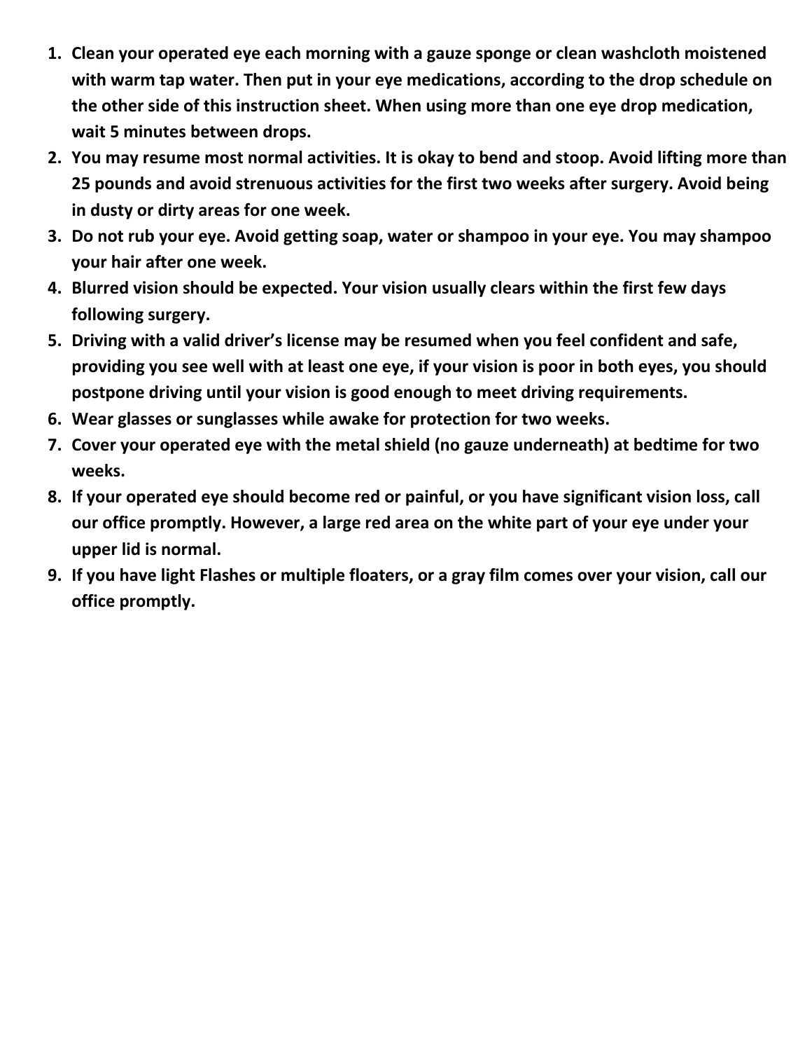1. **Clean your operated eye each morning with a gauze sponge or clean washcloth moistened with warm tap water. Then put in your eye medications, according to the drop schedule on the other side of this instruction sheet. When using more than one eye drop medication, wait 5 minutes between drops.**
2. **You may resume most normal activities. It is okay to bend and stoop. Avoid lifting more than 25 pounds and avoid strenuous activities for the first two weeks after surgery. Avoid being in dusty or dirty areas for one week.**
3. **Do not rub your eye. Avoid getting soap, water or shampoo in your eye. You may shampoo your hair after one week.**
4. **Blurred vision should be expected. Your vision usually clears within the first few days following surgery.**
5. **Driving with a valid driver's license may be resumed when you feel confident and safe, providing you see well with at least one eye, if your vision is poor in both eyes, you should postpone driving until your vision is good enough to meet driving requirements.**
6. **Wear glasses or sunglasses while awake for protection for two weeks.**
7. **Cover your operated eye with the metal shield (no gauze underneath) at bedtime for two weeks.**
8. **If your operated eye should become red or painful, or you have significant vision loss, call our office promptly. However, a large red area on the white part of your eye under your upper lid is normal.**
9. **If you have light Flashes or multiple floaters, or a gray film comes over your vision, call our office promptly.**